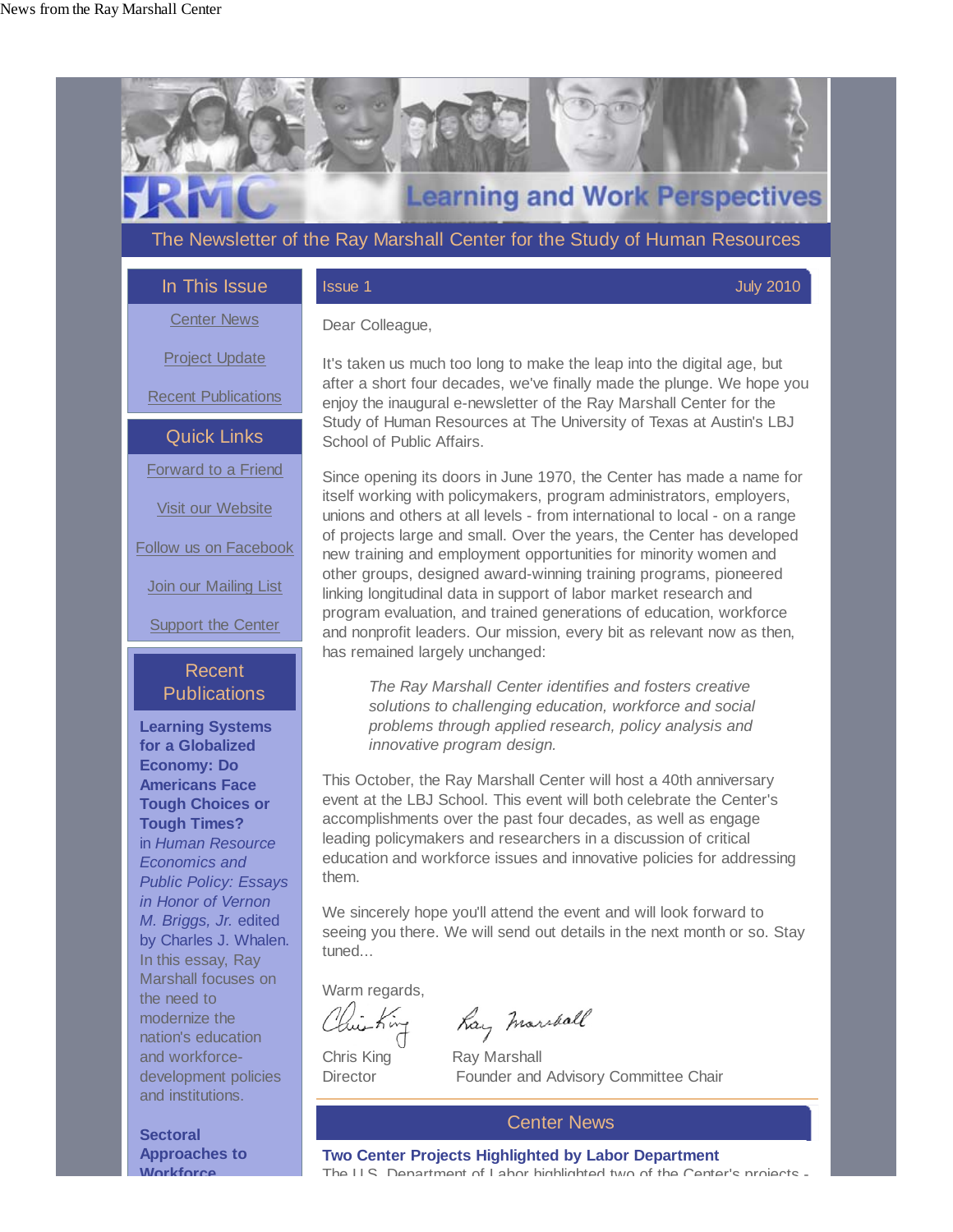News from the Ray Marshall Center

# Learning and Work Perspectives

The Newsletter of the Ray Marshall Center for the Study of Human Resources

## In This Issue

- Center News
- Project Update
- Recent Publications

## Quick Links

- Forward to a Friend
- Visit our Website
- Follow us on Facebook
- Join our Mailing List
- Support the Center

## Recent Publications

**Learning Systems for a Globalized Economy: Do Americans Face Tough Choices or Tough Times?** in *Human Resource Economics and Public Policy: Essays in Honor of Vernon M. Briggs, Jr.* edited by Charles J. Whalen. In this essay, Ray Marshall focuses on the need to modernize the nation's education and workforce-development policies and institutions.

**Sectoral Approaches to Workforce**

---

Issue 1 — July 2010

Dear Colleague,

It's taken us much too long to make the leap into the digital age, but after a short four decades, we've finally made the plunge. We hope you enjoy the inaugural e-newsletter of the Ray Marshall Center for the Study of Human Resources at The University of Texas at Austin's LBJ School of Public Affairs.

Since opening its doors in June 1970, the Center has made a name for itself working with policymakers, program administrators, employers, unions and others at all levels - from international to local - on a range of projects large and small. Over the years, the Center has developed new training and employment opportunities for minority women and other groups, designed award-winning training programs, pioneered linking longitudinal data in support of labor market research and program evaluation, and trained generations of education, workforce and nonprofit leaders. Our mission, every bit as relevant now as then, has remained largely unchanged:

> *The Ray Marshall Center identifies and fosters creative solutions to challenging education, workforce and social problems through applied research, policy analysis and innovative program design.*

This October, the Ray Marshall Center will host a 40th anniversary event at the LBJ School. This event will both celebrate the Center's accomplishments over the past four decades, as well as engage leading policymakers and researchers in a discussion of critical education and workforce issues and innovative policies for addressing them.

We sincerely hope you'll attend the event and will look forward to seeing you there. We will send out details in the next month or so. Stay tuned...

Warm regards,

Chris King
Director

Ray Marshall
Founder and Advisory Committee Chair

## Center News

**Two Center Projects Highlighted by Labor Department**

The U.S. Department of Labor highlighted two of the Center's projects -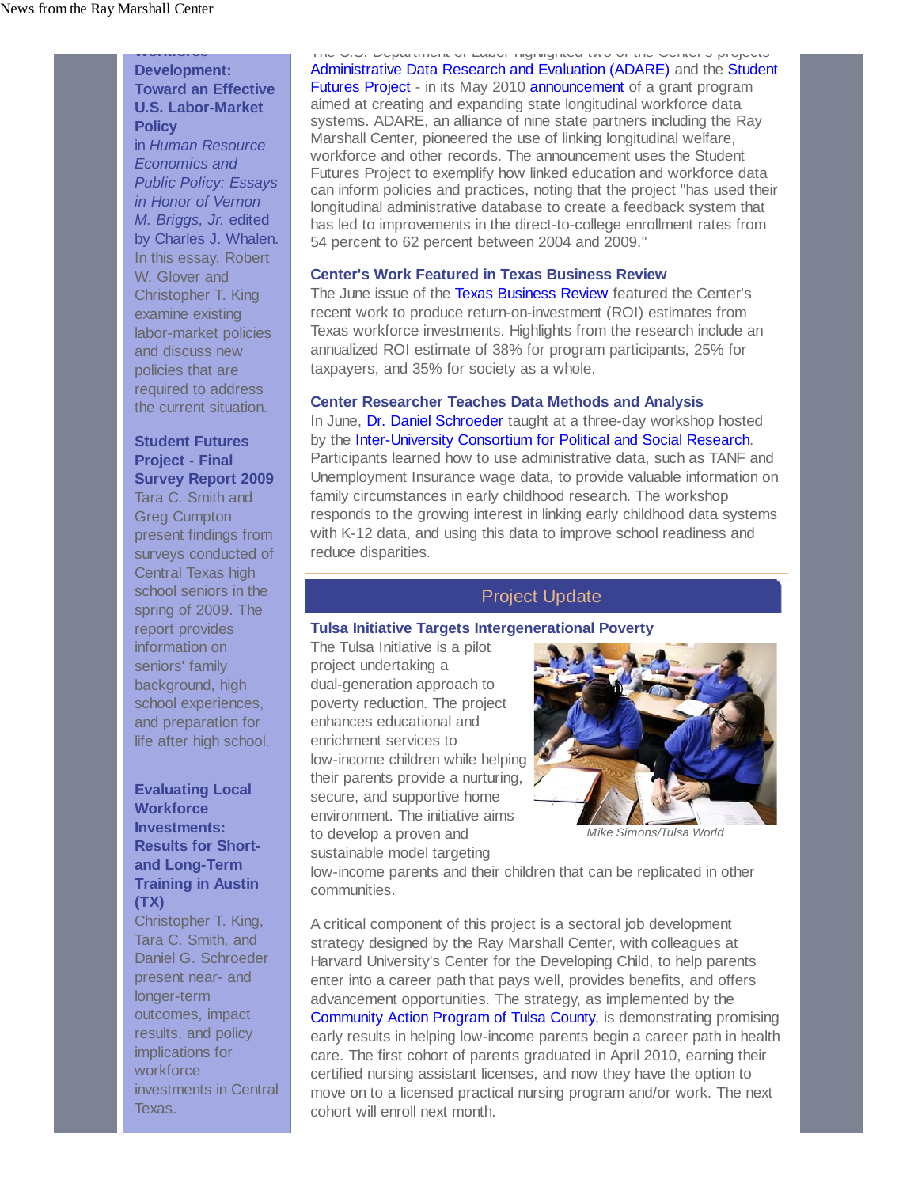**Workforce Development: Toward an Effective U.S. Labor-Market Policy** in *Human Resource Economics and Public Policy: Essays in Honor of Vernon M. Briggs, Jr.* edited by Charles J. Whalen. In this essay, Robert W. Glover and Christopher T. King examine existing labor-market policies and discuss new policies that are required to address the current situation.

**Student Futures Project - Final Survey Report 2009**
Tara C. Smith and Greg Cumpton present findings from surveys conducted of Central Texas high school seniors in the spring of 2009. The report provides information on seniors' family background, high school experiences, and preparation for life after high school.

**Evaluating Local Workforce Investments: Results for Short- and Long-Term Training in Austin (TX)**
Christopher T. King, Tara C. Smith, and Daniel G. Schroeder present near- and longer-term outcomes, impact results, and policy implications for workforce investments in Central Texas.

The U.S. Department of Labor highlighted two of the Center's projects Administrative Data Research and Evaluation (ADARE) and the Student Futures Project - in its May 2010 announcement of a grant program aimed at creating and expanding state longitudinal workforce data systems. ADARE, an alliance of nine state partners including the Ray Marshall Center, pioneered the use of linking longitudinal welfare, workforce and other records. The announcement uses the Student Futures Project to exemplify how linked education and workforce data can inform policies and practices, noting that the project "has used their longitudinal administrative database to create a feedback system that has led to improvements in the direct-to-college enrollment rates from 54 percent to 62 percent between 2004 and 2009."

**Center's Work Featured in Texas Business Review**

The June issue of the Texas Business Review featured the Center's recent work to produce return-on-investment (ROI) estimates from Texas workforce investments. Highlights from the research include an annualized ROI estimate of 38% for program participants, 25% for taxpayers, and 35% for society as a whole.

**Center Researcher Teaches Data Methods and Analysis**

In June, Dr. Daniel Schroeder taught at a three-day workshop hosted by the Inter-University Consortium for Political and Social Research. Participants learned how to use administrative data, such as TANF and Unemployment Insurance wage data, to provide valuable information on family circumstances in early childhood research. The workshop responds to the growing interest in linking early childhood data systems with K-12 data, and using this data to improve school readiness and reduce disparities.

## Project Update

**Tulsa Initiative Targets Intergenerational Poverty**

The Tulsa Initiative is a pilot project undertaking a dual-generation approach to poverty reduction. The project enhances educational and enrichment services to low-income children while helping their parents provide a nurturing, secure, and supportive home environment. The initiative aims to develop a proven and sustainable model targeting low-income parents and their children that can be replicated in other communities.

*Mike Simons/Tulsa World*

A critical component of this project is a sectoral job development strategy designed by the Ray Marshall Center, with colleagues at Harvard University's Center for the Developing Child, to help parents enter into a career path that pays well, provides benefits, and offers advancement opportunities. The strategy, as implemented by the Community Action Program of Tulsa County, is demonstrating promising early results in helping low-income parents begin a career path in health care. The first cohort of parents graduated in April 2010, earning their certified nursing assistant licenses, and now they have the option to move on to a licensed practical nursing program and/or work. The next cohort will enroll next month.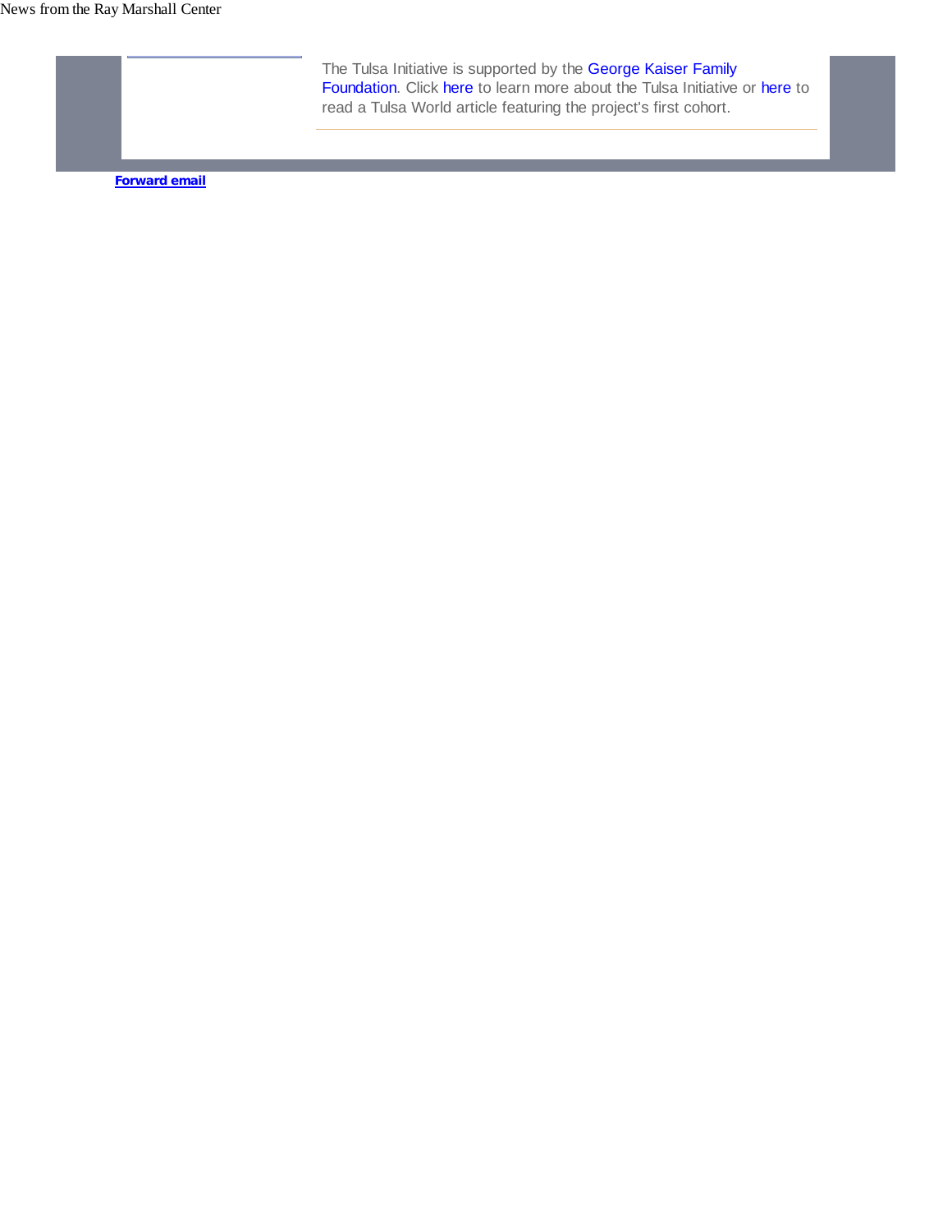The Tulsa Initiative is supported by the George Kaiser Family Foundation. Click here to learn more about the Tulsa Initiative or here to read a Tulsa World article featuring the project's first cohort.

**Forward email**